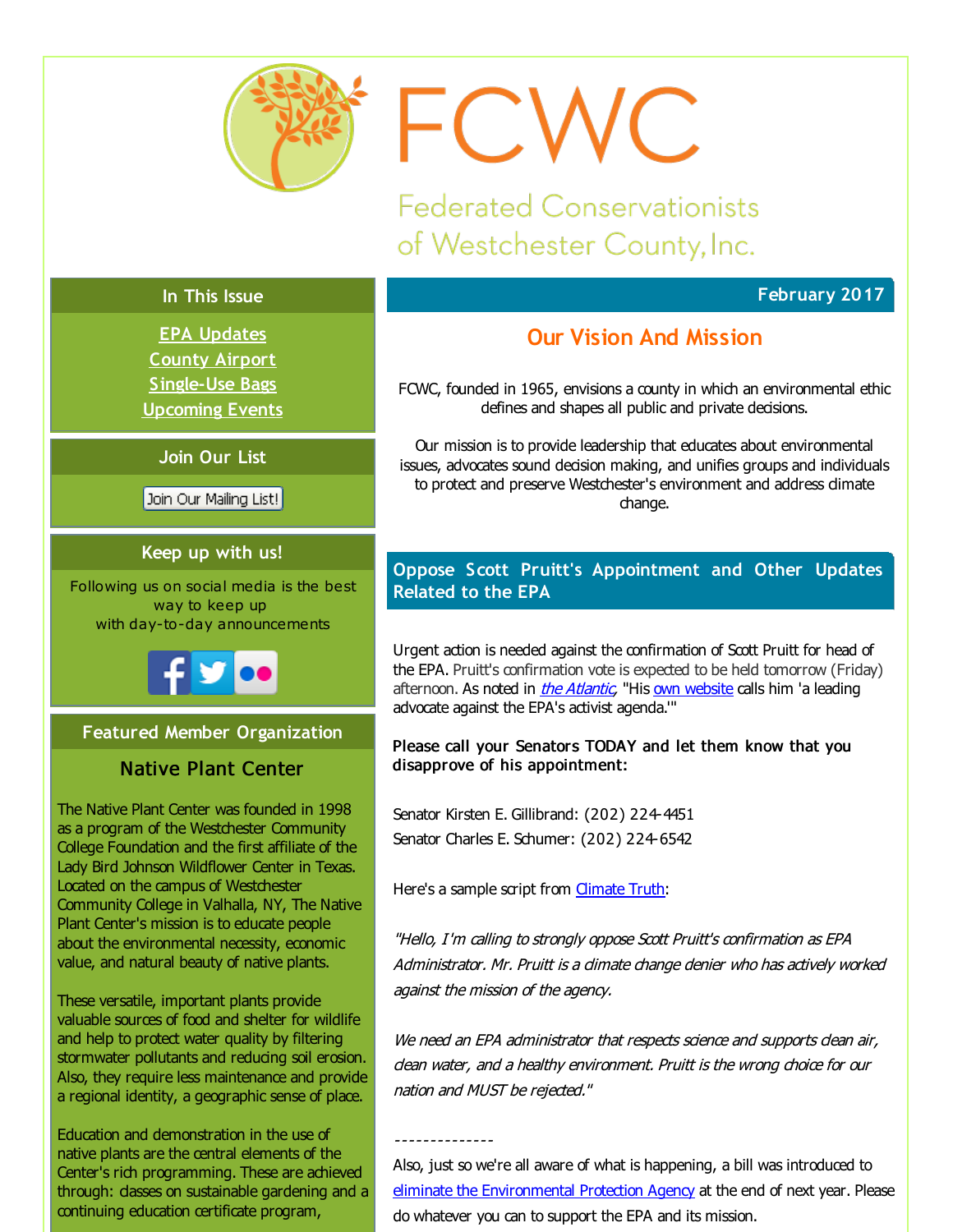# FCWC

Federated Conservationists of Westchester County, Inc.

February 2017

## Our Vision And Mission

FCWC, founded in 1965, envisions a county in which an environmental ethic defines and shapes all public and private decisions.

Our mission is to provide leadership that educates about environmental issues, advocates sound decision making, and unifies groups and individuals to protect and preserve Westchester's environment and address climate change.

## Oppose Scott Pruitt's Appointment and Other Updates Related to the EPA

Urgent action is needed against the confirmation of Scott Pruitt for head of the EPA. Pruitt's confirmation vote is expected to be held tomorrow (Friday) afternoon. As noted in *the Atlantic*, "His own website calls him 'a leading advocate against the EPA's activist agenda.'"

**Please call your Senators TODAY and let them know that you disapprove of his appointment:**

Senator Kirsten E. Gillibrand: (202) 224-4451
Senator Charles E. Schumer: (202) 224-6542

Here's a sample script from Climate Truth:

*"Hello, I'm calling to strongly oppose Scott Pruitt's confirmation as EPA Administrator. Mr. Pruitt is a climate change denier who has actively worked against the mission of the agency.*

*We need an EPA administrator that respects science and supports clean air, clean water, and a healthy environment. Pruitt is the wrong choice for our nation and MUST be rejected."*

--------------

Also, just so we're all aware of what is happening, a bill was introduced to eliminate the Environmental Protection Agency at the end of next year. Please do whatever you can to support the EPA and its mission.

### In This Issue

EPA Updates
County Airport
Single-Use Bags
Upcoming Events

### Join Our List

Join Our Mailing List!

### Keep up with us!

Following us on social media is the best way to keep up with day-to-day announcements

### Featured Member Organization

#### Native Plant Center

The Native Plant Center was founded in 1998 as a program of the Westchester Community College Foundation and the first affiliate of the Lady Bird Johnson Wildflower Center in Texas. Located on the campus of Westchester Community College in Valhalla, NY, The Native Plant Center's mission is to educate people about the environmental necessity, economic value, and natural beauty of native plants.

These versatile, important plants provide valuable sources of food and shelter for wildlife and help to protect water quality by filtering stormwater pollutants and reducing soil erosion. Also, they require less maintenance and provide a regional identity, a geographic sense of place.

Education and demonstration in the use of native plants are the central elements of the Center's rich programming. These are achieved through: classes on sustainable gardening and a continuing education certificate program,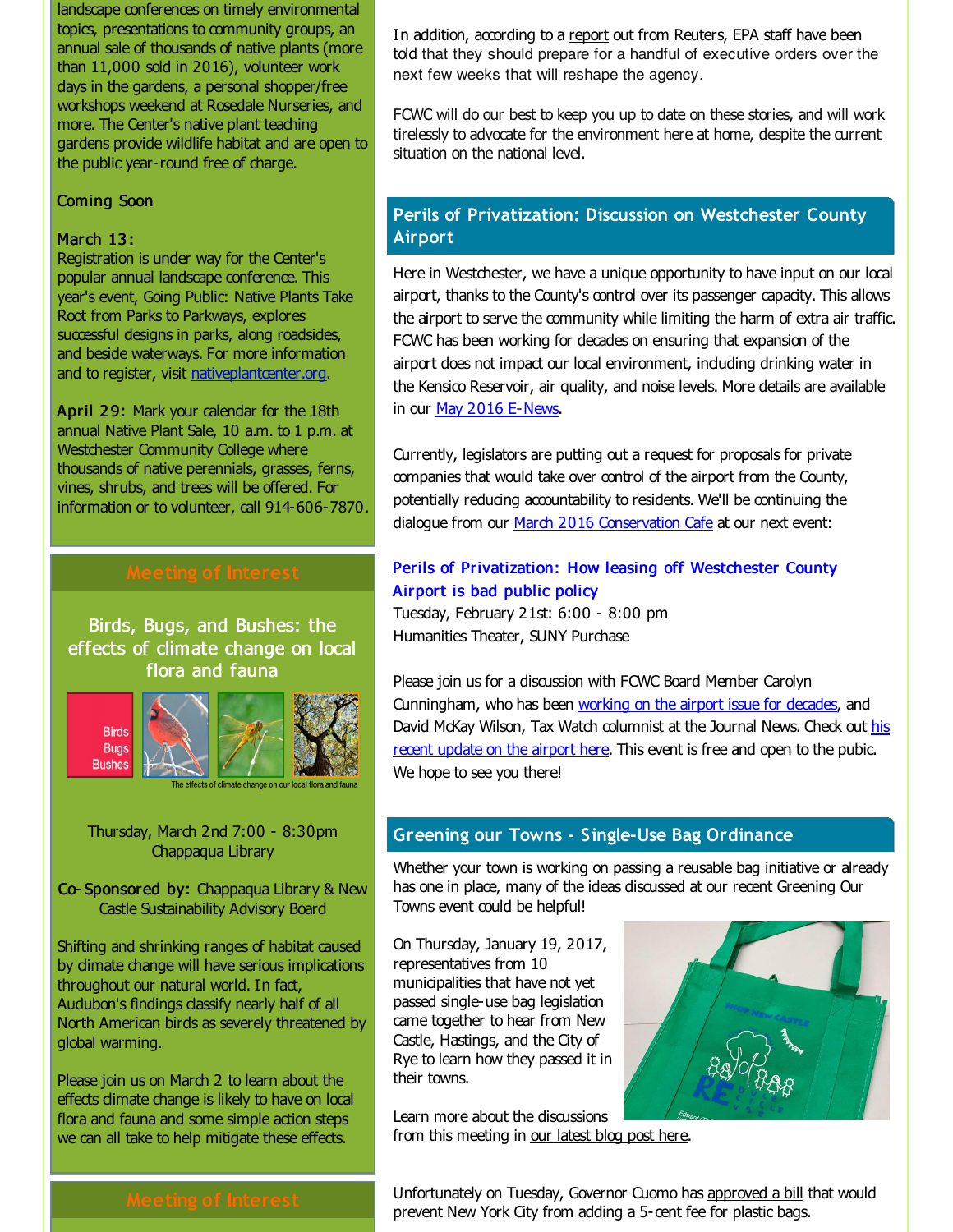landscape conferences on timely environmental topics, presentations to community groups, an annual sale of thousands of native plants (more than 11,000 sold in 2016), volunteer work days in the gardens, a personal shopper/free workshops weekend at Rosedale Nurseries, and more. The Center's native plant teaching gardens provide wildlife habitat and are open to the public year-round free of charge.

**Coming Soon**

**March 13:**
Registration is under way for the Center's popular annual landscape conference. This year's event, Going Public: Native Plants Take Root from Parks to Parkways, explores successful designs in parks, along roadsides, and beside waterways. For more information and to register, visit nativeplantcenter.org.

**April 29:** Mark your calendar for the 18th annual Native Plant Sale, 10 a.m. to 1 p.m. at Westchester Community College where thousands of native perennials, grasses, ferns, vines, shrubs, and trees will be offered. For information or to volunteer, call 914-606-7870.

## Meeting of Interest

### Birds, Bugs, and Bushes: the effects of climate change on local flora and fauna

Birds Bugs Bushes

The effects of climate change on our local flora and fauna

Thursday, March 2nd 7:00 - 8:30pm
Chappaqua Library

**Co-Sponsored by:** Chappaqua Library & New Castle Sustainability Advisory Board

Shifting and shrinking ranges of habitat caused by climate change will have serious implications throughout our natural world. In fact, Audubon's findings classify nearly half of all North American birds as severely threatened by global warming.

Please join us on March 2 to learn about the effects climate change is likely to have on local flora and fauna and some simple action steps we can all take to help mitigate these effects.

## Meeting of Interest

In addition, according to a report out from Reuters, EPA staff have been told that they should prepare for a handful of executive orders over the next few weeks that will reshape the agency.

FCWC will do our best to keep you up to date on these stories, and will work tirelessly to advocate for the environment here at home, despite the current situation on the national level.

## Perils of Privatization: Discussion on Westchester County Airport

Here in Westchester, we have a unique opportunity to have input on our local airport, thanks to the County's control over its passenger capacity. This allows the airport to serve the community while limiting the harm of extra air traffic. FCWC has been working for decades on ensuring that expansion of the airport does not impact our local environment, including drinking water in the Kensico Reservoir, air quality, and noise levels. More details are available in our May 2016 E-News.

Currently, legislators are putting out a request for proposals for private companies that would take over control of the airport from the County, potentially reducing accountability to residents. We'll be continuing the dialogue from our March 2016 Conservation Cafe at our next event:

### Perils of Privatization: How leasing off Westchester County Airport is bad public policy

Tuesday, February 21st: 6:00 - 8:00 pm
Humanities Theater, SUNY Purchase

Please join us for a discussion with FCWC Board Member Carolyn Cunningham, who has been working on the airport issue for decades, and David McKay Wilson, Tax Watch columnist at the Journal News. Check out his recent update on the airport here. This event is free and open to the pubic. We hope to see you there!

## Greening our Towns - Single-Use Bag Ordinance

Whether your town is working on passing a reusable bag initiative or already has one in place, many of the ideas discussed at our recent Greening Our Towns event could be helpful!

On Thursday, January 19, 2017, representatives from 10 municipalities that have not yet passed single-use bag legislation came together to hear from New Castle, Hastings, and the City of Rye to learn how they passed it in their towns.

Learn more about the discussions from this meeting in our latest blog post here.

Unfortunately on Tuesday, Governor Cuomo has approved a bill that would prevent New York City from adding a 5-cent fee for plastic bags.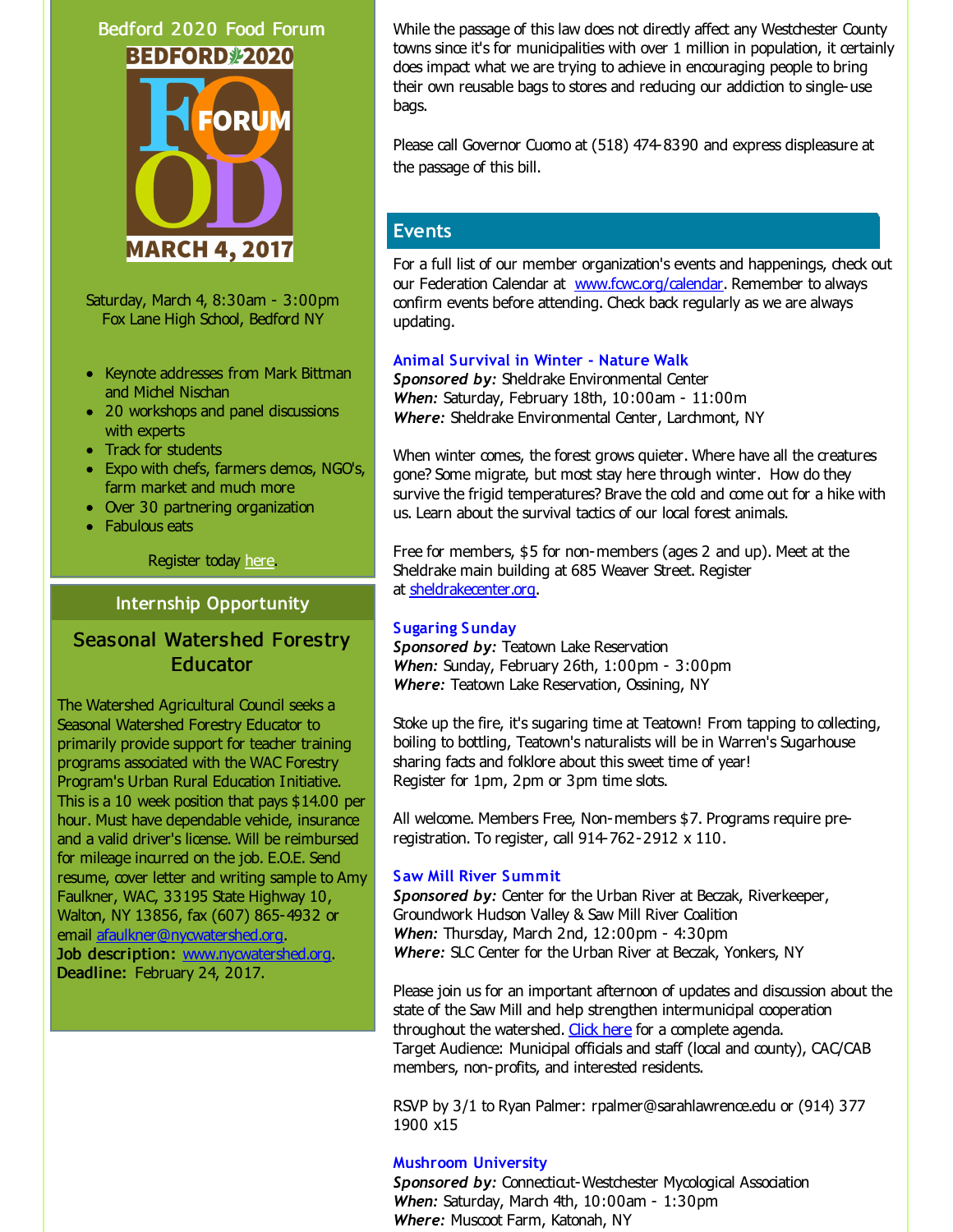## Bedford 2020 Food Forum

Saturday, March 4, 8:30am - 3:00pm
Fox Lane High School, Bedford NY

- Keynote addresses from Mark Bittman and Michel Nischan
- 20 workshops and panel discussions with experts
- Track for students
- Expo with chefs, farmers demos, NGO's, farm market and much more
- Over 30 partnering organization
- Fabulous eats

Register today here.

## Internship Opportunity

### Seasonal Watershed Forestry Educator

The Watershed Agricultural Council seeks a Seasonal Watershed Forestry Educator to primarily provide support for teacher training programs associated with the WAC Forestry Program's Urban Rural Education Initiative. This is a 10 week position that pays $14.00 per hour. Must have dependable vehicle, insurance and a valid driver's license. Will be reimbursed for mileage incurred on the job. E.O.E. Send resume, cover letter and writing sample to Amy Faulkner, WAC, 33195 State Highway 10, Walton, NY 13856, fax (607) 865-4932 or email afaulkner@nycwatershed.org.
**Job description:** www.nycwatershed.org.
**Deadline:** February 24, 2017.

While the passage of this law does not directly affect any Westchester County towns since it's for municipalities with over 1 million in population, it certainly does impact what we are trying to achieve in encouraging people to bring their own reusable bags to stores and reducing our addiction to single-use bags.

Please call Governor Cuomo at (518) 474-8390 and express displeasure at the passage of this bill.

## Events

For a full list of our member organization's events and happenings, check out our Federation Calendar at www.fcwc.org/calendar. Remember to always confirm events before attending. Check back regularly as we are always updating.

### Animal Survival in Winter - Nature Walk

***Sponsored by:*** Sheldrake Environmental Center
***When:*** Saturday, February 18th, 10:00am - 11:00m
***Where:*** Sheldrake Environmental Center, Larchmont, NY

When winter comes, the forest grows quieter. Where have all the creatures gone? Some migrate, but most stay here through winter. How do they survive the frigid temperatures? Brave the cold and come out for a hike with us. Learn about the survival tactics of our local forest animals.

Free for members, $5 for non-members (ages 2 and up). Meet at the Sheldrake main building at 685 Weaver Street. Register at sheldrakecenter.org.

### Sugaring Sunday

***Sponsored by:*** Teatown Lake Reservation
***When:*** Sunday, February 26th, 1:00pm - 3:00pm
***Where:*** Teatown Lake Reservation, Ossining, NY

Stoke up the fire, it's sugaring time at Teatown! From tapping to collecting, boiling to bottling, Teatown's naturalists will be in Warren's Sugarhouse sharing facts and folklore about this sweet time of year!
Register for 1pm, 2pm or 3pm time slots.

All welcome. Members Free, Non-members $7. Programs require pre-registration. To register, call 914-762-2912 x 110.

### Saw Mill River Summit

***Sponsored by:*** Center for the Urban River at Beczak, Riverkeeper, Groundwork Hudson Valley & Saw Mill River Coalition
***When:*** Thursday, March 2nd, 12:00pm - 4:30pm
***Where:*** SLC Center for the Urban River at Beczak, Yonkers, NY

Please join us for an important afternoon of updates and discussion about the state of the Saw Mill and help strengthen intermunicipal cooperation throughout the watershed. Click here for a complete agenda.
Target Audience: Municipal officials and staff (local and county), CAC/CAB members, non-profits, and interested residents.

RSVP by 3/1 to Ryan Palmer: rpalmer@sarahlawrence.edu or (914) 377 1900 x15

### Mushroom University

***Sponsored by:*** Connecticut-Westchester Mycological Association
***When:*** Saturday, March 4th, 10:00am - 1:30pm
***Where:*** Muscoot Farm, Katonah, NY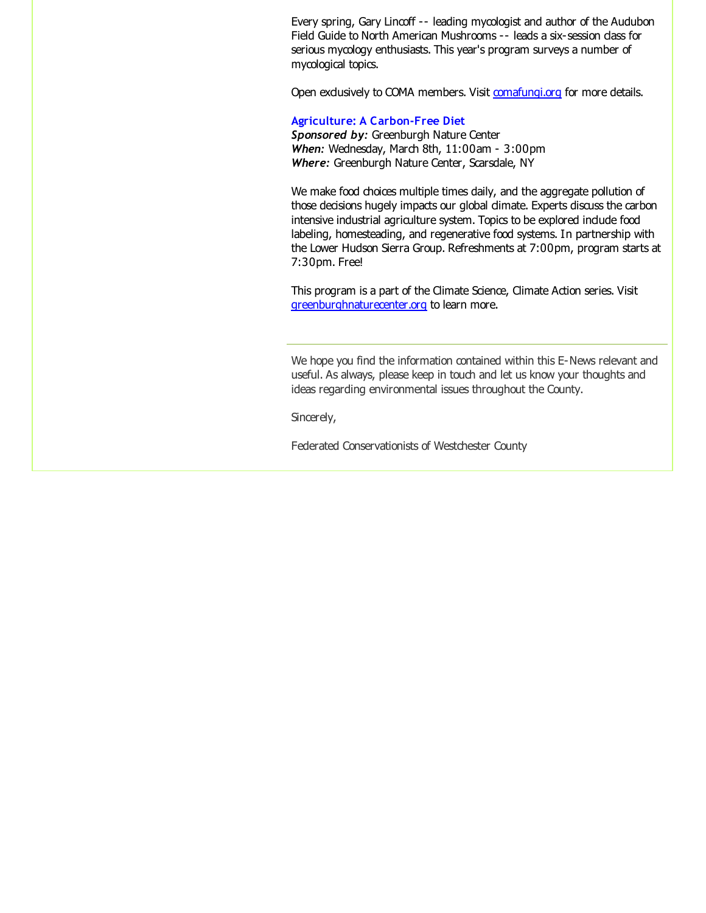Every spring, Gary Lincoff -- leading mycologist and author of the Audubon Field Guide to North American Mushrooms -- leads a six-session class for serious mycology enthusiasts. This year's program surveys a number of mycological topics.

Open exclusively to COMA members. Visit [comafungi.org](comafungi.org) for more details.

### Agriculture: A Carbon-Free Diet

***Sponsored by:*** Greenburgh Nature Center
***When:*** Wednesday, March 8th, 11:00am - 3:00pm
***Where:*** Greenburgh Nature Center, Scarsdale, NY

We make food choices multiple times daily, and the aggregate pollution of those decisions hugely impacts our global climate. Experts discuss the carbon intensive industrial agriculture system. Topics to be explored include food labeling, homesteading, and regenerative food systems. In partnership with the Lower Hudson Sierra Group. Refreshments at 7:00pm, program starts at 7:30pm. Free!

This program is a part of the Climate Science, Climate Action series. Visit [greenburghnaturecenter.org](greenburghnaturecenter.org) to learn more.

---

We hope you find the information contained within this E-News relevant and useful. As always, please keep in touch and let us know your thoughts and ideas regarding environmental issues throughout the County.

Sincerely,

Federated Conservationists of Westchester County